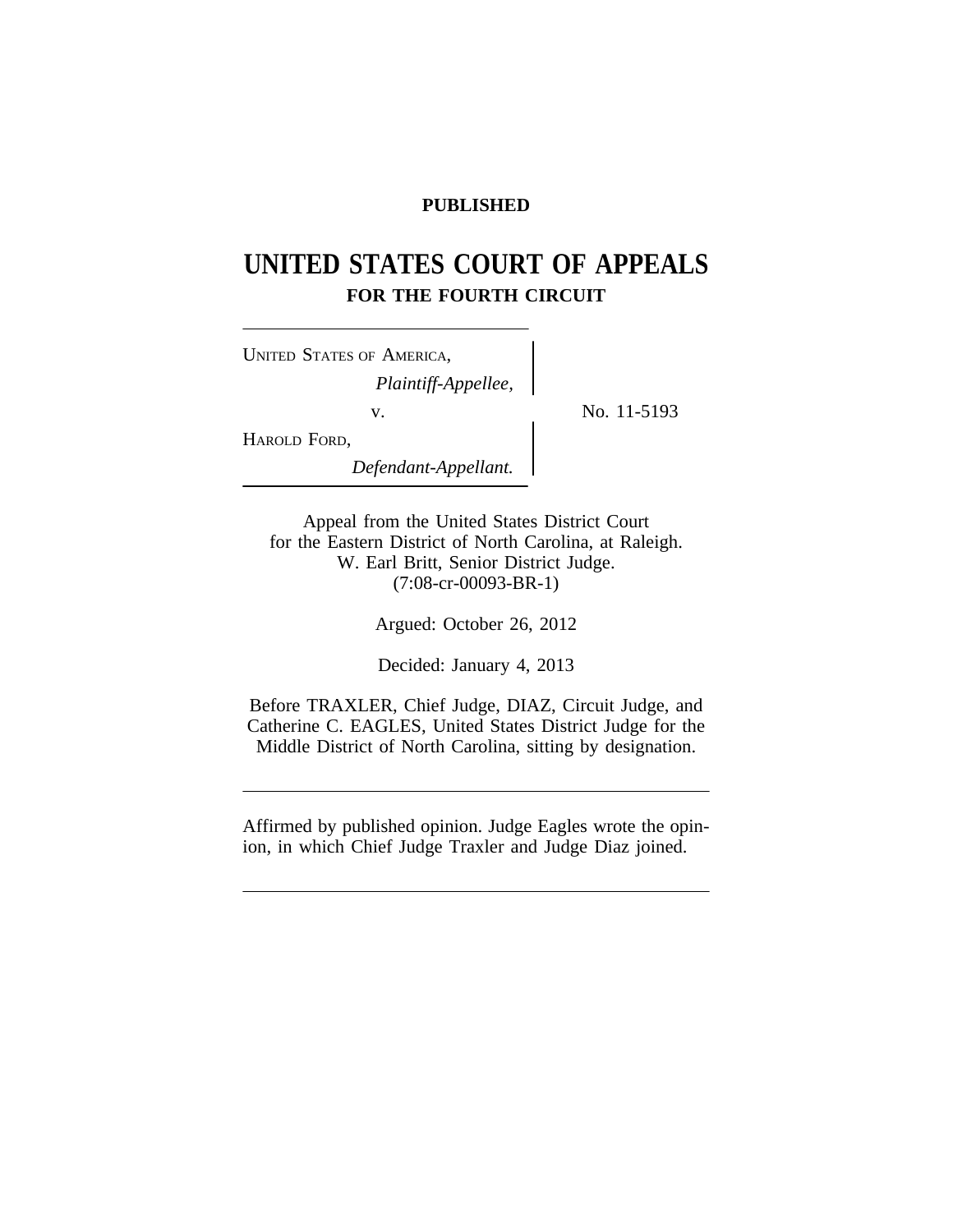**PUBLISHED**

# UNITED STATES COURT OF APPEALS
## FOR THE FOURTH CIRCUIT

UNITED STATES OF AMERICA,
*Plaintiff-Appellee,*

v.

HAROLD FORD,
*Defendant-Appellant.*

No. 11-5193

Appeal from the United States District Court
for the Eastern District of North Carolina, at Raleigh.
W. Earl Britt, Senior District Judge.
(7:08-cr-00093-BR-1)

Argued: October 26, 2012

Decided: January 4, 2013

Before TRAXLER, Chief Judge, DIAZ, Circuit Judge, and Catherine C. EAGLES, United States District Judge for the Middle District of North Carolina, sitting by designation.

---

Affirmed by published opinion. Judge Eagles wrote the opinion, in which Chief Judge Traxler and Judge Diaz joined.

---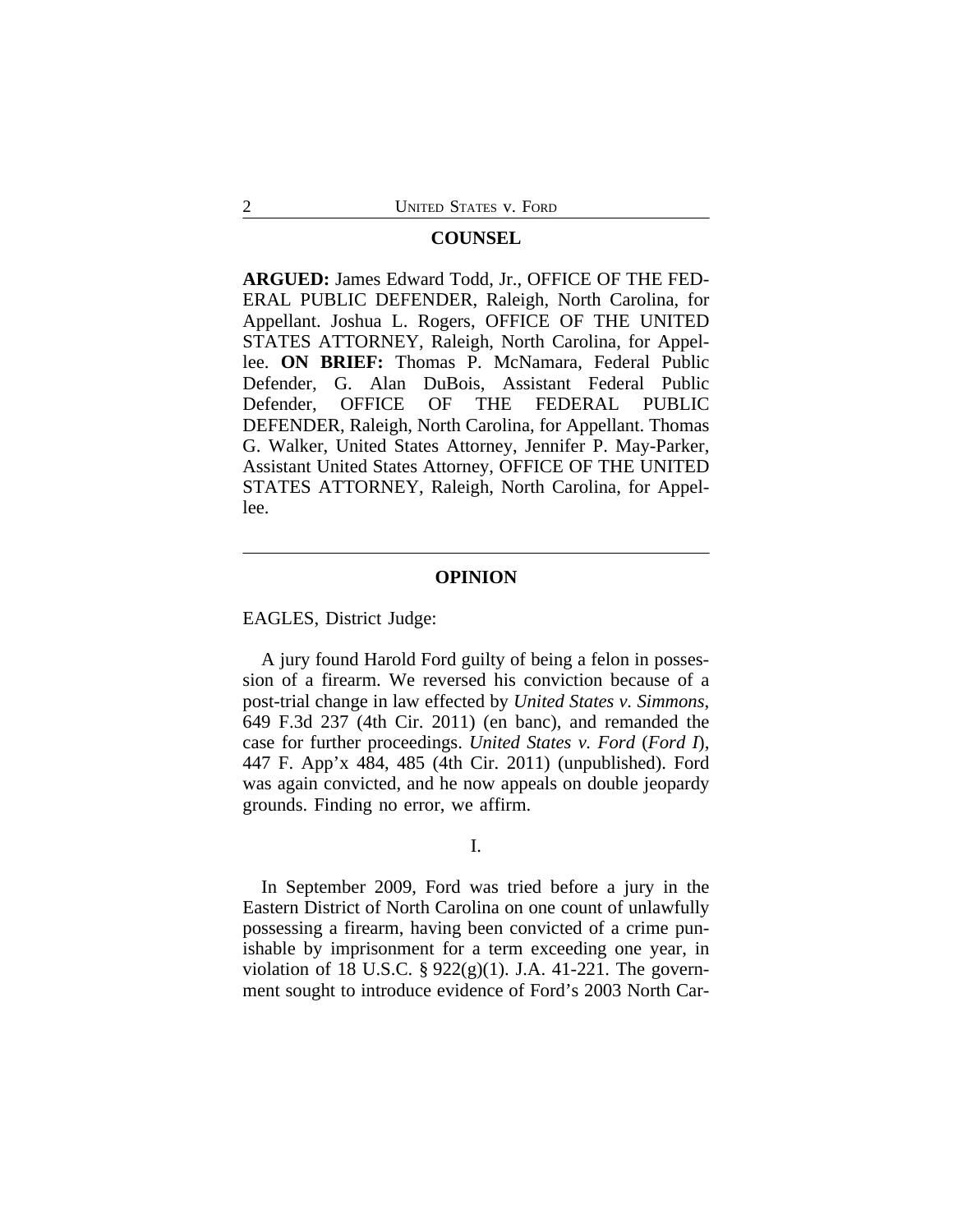## COUNSEL

**ARGUED:** James Edward Todd, Jr., OFFICE OF THE FEDERAL PUBLIC DEFENDER, Raleigh, North Carolina, for Appellant. Joshua L. Rogers, OFFICE OF THE UNITED STATES ATTORNEY, Raleigh, North Carolina, for Appellee. **ON BRIEF:** Thomas P. McNamara, Federal Public Defender, G. Alan DuBois, Assistant Federal Public Defender, OFFICE OF THE FEDERAL PUBLIC DEFENDER, Raleigh, North Carolina, for Appellant. Thomas G. Walker, United States Attorney, Jennifer P. May-Parker, Assistant United States Attorney, OFFICE OF THE UNITED STATES ATTORNEY, Raleigh, North Carolina, for Appellee.

---

## OPINION

EAGLES, District Judge:

A jury found Harold Ford guilty of being a felon in possession of a firearm. We reversed his conviction because of a post-trial change in law effected by *United States v. Simmons*, 649 F.3d 237 (4th Cir. 2011) (en banc), and remanded the case for further proceedings. *United States v. Ford* (*Ford I*), 447 F. App'x 484, 485 (4th Cir. 2011) (unpublished). Ford was again convicted, and he now appeals on double jeopardy grounds. Finding no error, we affirm.

I.

In September 2009, Ford was tried before a jury in the Eastern District of North Carolina on one count of unlawfully possessing a firearm, having been convicted of a crime punishable by imprisonment for a term exceeding one year, in violation of 18 U.S.C. § 922(g)(1). J.A. 41-221. The government sought to introduce evidence of Ford's 2003 North Car-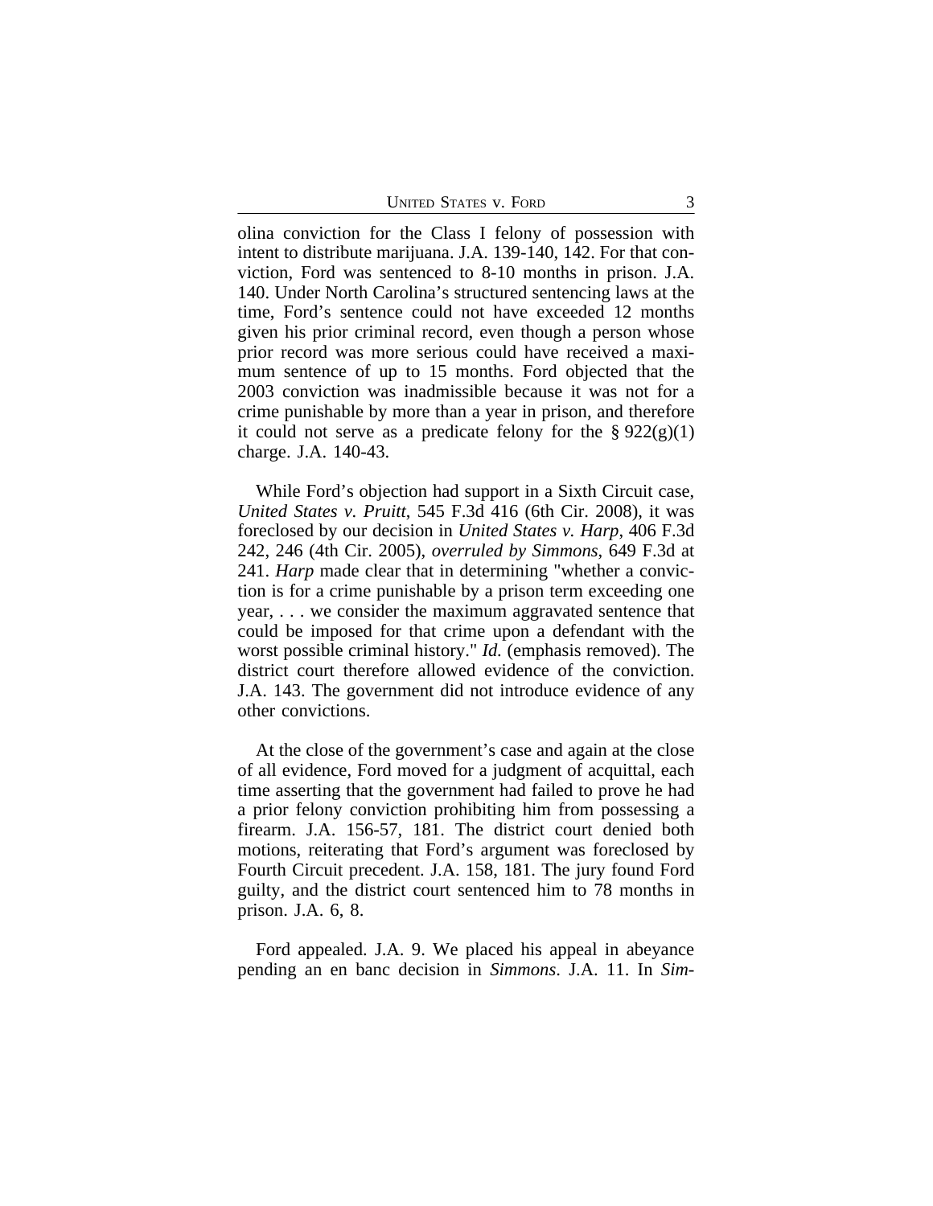olina conviction for the Class I felony of possession with intent to distribute marijuana. J.A. 139-140, 142. For that conviction, Ford was sentenced to 8-10 months in prison. J.A. 140. Under North Carolina's structured sentencing laws at the time, Ford's sentence could not have exceeded 12 months given his prior criminal record, even though a person whose prior record was more serious could have received a maximum sentence of up to 15 months. Ford objected that the 2003 conviction was inadmissible because it was not for a crime punishable by more than a year in prison, and therefore it could not serve as a predicate felony for the § 922(g)(1) charge. J.A. 140-43.

While Ford's objection had support in a Sixth Circuit case, *United States v. Pruitt*, 545 F.3d 416 (6th Cir. 2008), it was foreclosed by our decision in *United States v. Harp*, 406 F.3d 242, 246 (4th Cir. 2005), *overruled by Simmons*, 649 F.3d at 241. *Harp* made clear that in determining "whether a conviction is for a crime punishable by a prison term exceeding one year, . . . we consider the maximum aggravated sentence that could be imposed for that crime upon a defendant with the worst possible criminal history." *Id.* (emphasis removed). The district court therefore allowed evidence of the conviction. J.A. 143. The government did not introduce evidence of any other convictions.

At the close of the government's case and again at the close of all evidence, Ford moved for a judgment of acquittal, each time asserting that the government had failed to prove he had a prior felony conviction prohibiting him from possessing a firearm. J.A. 156-57, 181. The district court denied both motions, reiterating that Ford's argument was foreclosed by Fourth Circuit precedent. J.A. 158, 181. The jury found Ford guilty, and the district court sentenced him to 78 months in prison. J.A. 6, 8.

Ford appealed. J.A. 9. We placed his appeal in abeyance pending an en banc decision in *Simmons*. J.A. 11. In *Sim-*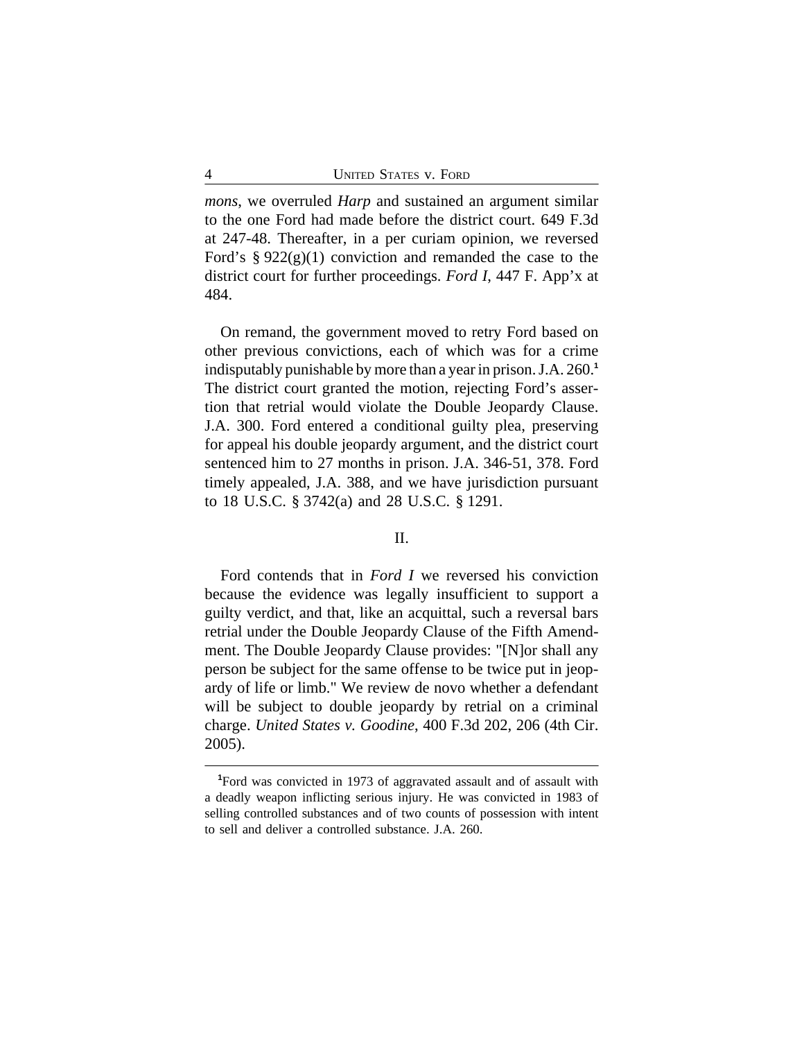*mons*, we overruled *Harp* and sustained an argument similar to the one Ford had made before the district court. 649 F.3d at 247-48. Thereafter, in a per curiam opinion, we reversed Ford's § 922(g)(1) conviction and remanded the case to the district court for further proceedings. *Ford I*, 447 F. App'x at 484.

On remand, the government moved to retry Ford based on other previous convictions, each of which was for a crime indisputably punishable by more than a year in prison. J.A. 260.[1] The district court granted the motion, rejecting Ford's assertion that retrial would violate the Double Jeopardy Clause. J.A. 300. Ford entered a conditional guilty plea, preserving for appeal his double jeopardy argument, and the district court sentenced him to 27 months in prison. J.A. 346-51, 378. Ford timely appealed, J.A. 388, and we have jurisdiction pursuant to 18 U.S.C. § 3742(a) and 28 U.S.C. § 1291.

## II.

Ford contends that in *Ford I* we reversed his conviction because the evidence was legally insufficient to support a guilty verdict, and that, like an acquittal, such a reversal bars retrial under the Double Jeopardy Clause of the Fifth Amendment. The Double Jeopardy Clause provides: "[N]or shall any person be subject for the same offense to be twice put in jeopardy of life or limb." We review de novo whether a defendant will be subject to double jeopardy by retrial on a criminal charge. *United States v. Goodine*, 400 F.3d 202, 206 (4th Cir. 2005).

---

[1] Ford was convicted in 1973 of aggravated assault and of assault with a deadly weapon inflicting serious injury. He was convicted in 1983 of selling controlled substances and of two counts of possession with intent to sell and deliver a controlled substance. J.A. 260.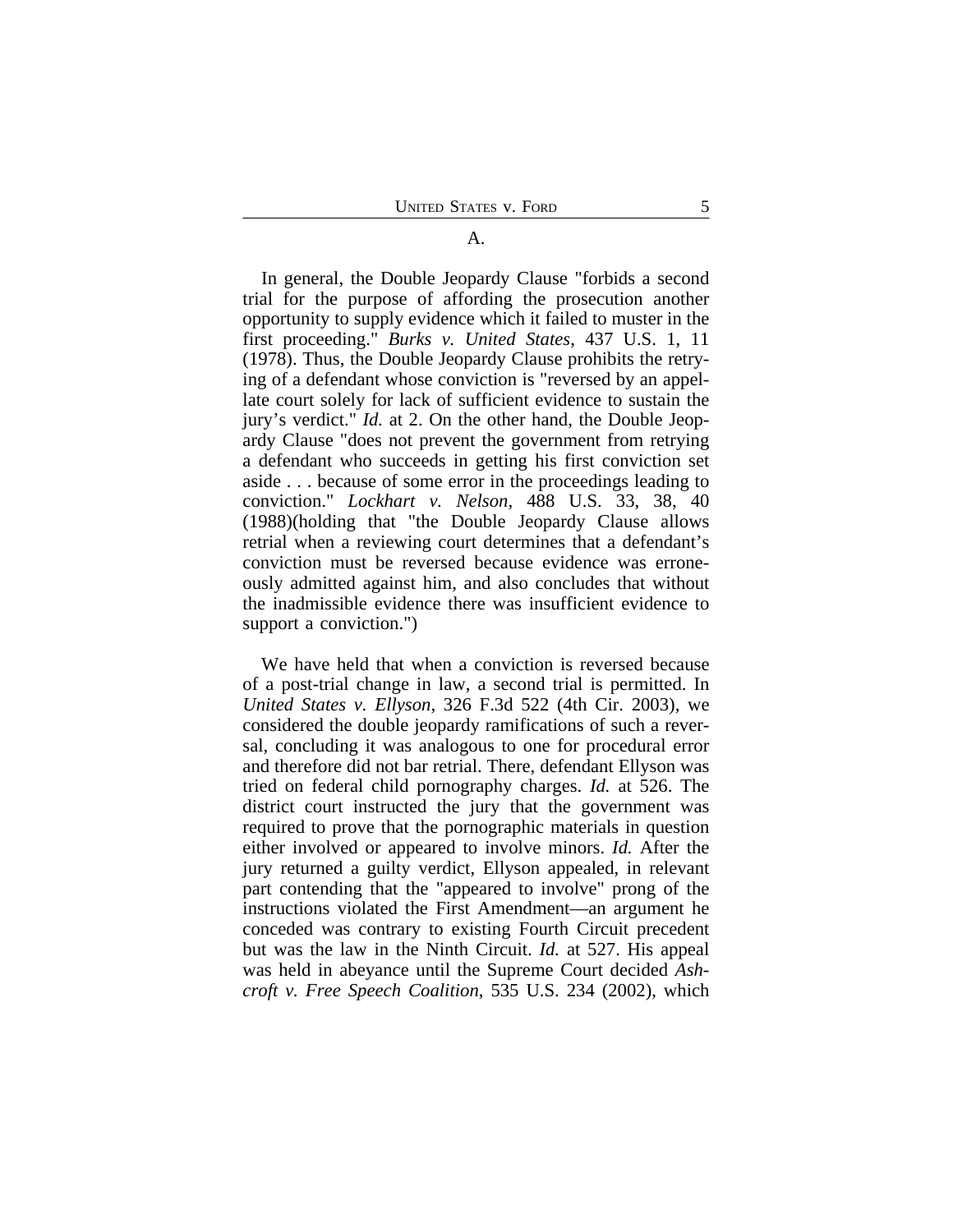A.

In general, the Double Jeopardy Clause "forbids a second trial for the purpose of affording the prosecution another opportunity to supply evidence which it failed to muster in the first proceeding." *Burks v. United States*, 437 U.S. 1, 11 (1978). Thus, the Double Jeopardy Clause prohibits the retrying of a defendant whose conviction is "reversed by an appellate court solely for lack of sufficient evidence to sustain the jury's verdict." *Id.* at 2. On the other hand, the Double Jeopardy Clause "does not prevent the government from retrying a defendant who succeeds in getting his first conviction set aside . . . because of some error in the proceedings leading to conviction." *Lockhart v. Nelson*, 488 U.S. 33, 38, 40 (1988)(holding that "the Double Jeopardy Clause allows retrial when a reviewing court determines that a defendant's conviction must be reversed because evidence was erroneously admitted against him, and also concludes that without the inadmissible evidence there was insufficient evidence to support a conviction.")

We have held that when a conviction is reversed because of a post-trial change in law, a second trial is permitted. In *United States v. Ellyson*, 326 F.3d 522 (4th Cir. 2003), we considered the double jeopardy ramifications of such a reversal, concluding it was analogous to one for procedural error and therefore did not bar retrial. There, defendant Ellyson was tried on federal child pornography charges. *Id.* at 526. The district court instructed the jury that the government was required to prove that the pornographic materials in question either involved or appeared to involve minors. *Id.* After the jury returned a guilty verdict, Ellyson appealed, in relevant part contending that the "appeared to involve" prong of the instructions violated the First Amendment—an argument he conceded was contrary to existing Fourth Circuit precedent but was the law in the Ninth Circuit. *Id.* at 527. His appeal was held in abeyance until the Supreme Court decided *Ashcroft v. Free Speech Coalition*, 535 U.S. 234 (2002), which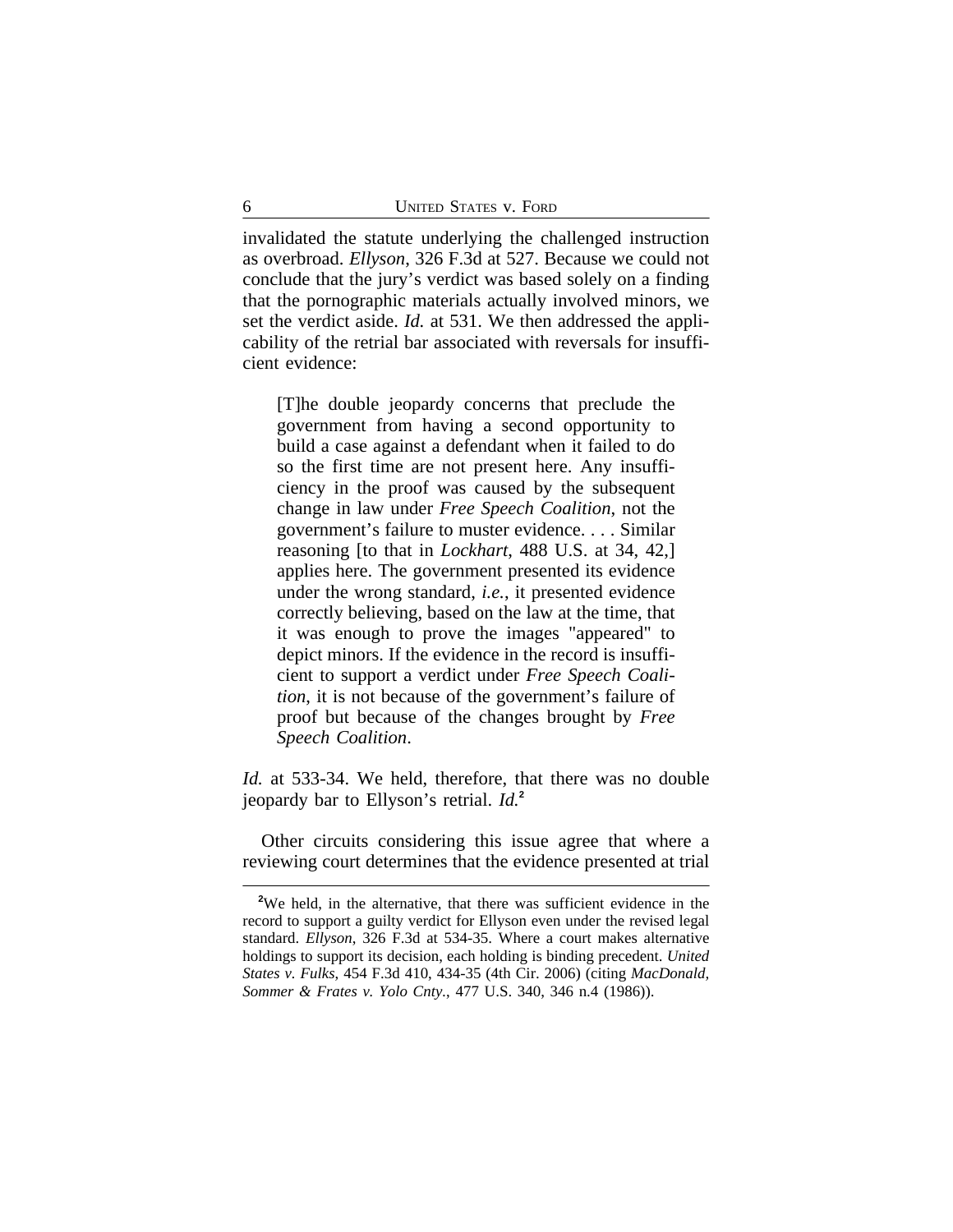invalidated the statute underlying the challenged instruction as overbroad. *Ellyson*, 326 F.3d at 527. Because we could not conclude that the jury's verdict was based solely on a finding that the pornographic materials actually involved minors, we set the verdict aside. *Id.* at 531. We then addressed the applicability of the retrial bar associated with reversals for insufficient evidence:

> [T]he double jeopardy concerns that preclude the government from having a second opportunity to build a case against a defendant when it failed to do so the first time are not present here. Any insufficiency in the proof was caused by the subsequent change in law under *Free Speech Coalition*, not the government's failure to muster evidence. . . . Similar reasoning [to that in *Lockhart*, 488 U.S. at 34, 42,] applies here. The government presented its evidence under the wrong standard, *i.e.*, it presented evidence correctly believing, based on the law at the time, that it was enough to prove the images "appeared" to depict minors. If the evidence in the record is insufficient to support a verdict under *Free Speech Coalition*, it is not because of the government's failure of proof but because of the changes brought by *Free Speech Coalition*.

*Id.* at 533-34. We held, therefore, that there was no double jeopardy bar to Ellyson's retrial. *Id.*[2]

Other circuits considering this issue agree that where a reviewing court determines that the evidence presented at trial

---

[2]We held, in the alternative, that there was sufficient evidence in the record to support a guilty verdict for Ellyson even under the revised legal standard. *Ellyson*, 326 F.3d at 534-35. Where a court makes alternative holdings to support its decision, each holding is binding precedent. *United States v. Fulks*, 454 F.3d 410, 434-35 (4th Cir. 2006) (citing *MacDonald, Sommer & Frates v. Yolo Cnty.*, 477 U.S. 340, 346 n.4 (1986)).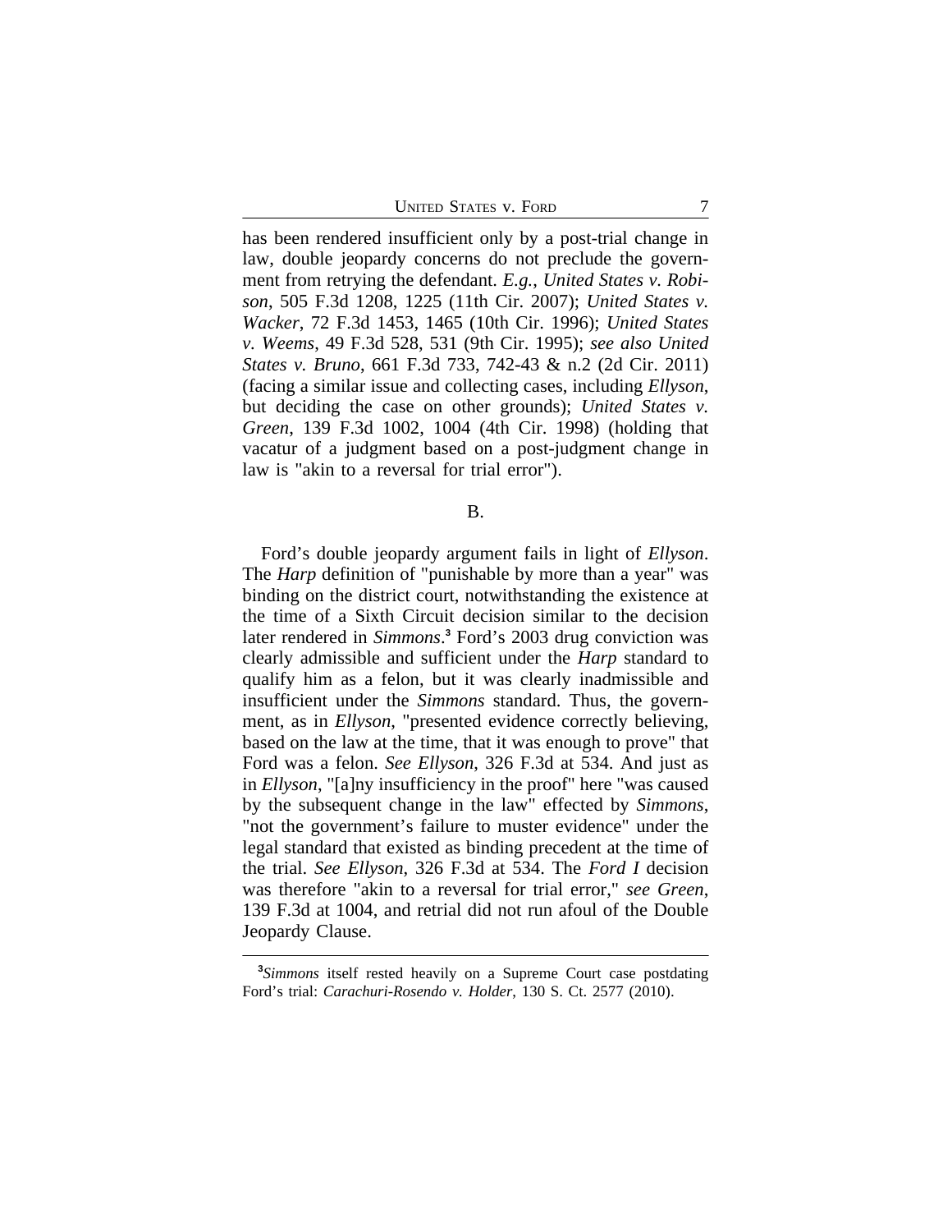has been rendered insufficient only by a post-trial change in law, double jeopardy concerns do not preclude the government from retrying the defendant. *E.g.*, *United States v. Robison*, 505 F.3d 1208, 1225 (11th Cir. 2007); *United States v. Wacker*, 72 F.3d 1453, 1465 (10th Cir. 1996); *United States v. Weems*, 49 F.3d 528, 531 (9th Cir. 1995); *see also United States v. Bruno*, 661 F.3d 733, 742-43 & n.2 (2d Cir. 2011) (facing a similar issue and collecting cases, including *Ellyson*, but deciding the case on other grounds); *United States v. Green*, 139 F.3d 1002, 1004 (4th Cir. 1998) (holding that vacatur of a judgment based on a post-judgment change in law is "akin to a reversal for trial error").

B.

Ford's double jeopardy argument fails in light of *Ellyson*. The *Harp* definition of "punishable by more than a year" was binding on the district court, notwithstanding the existence at the time of a Sixth Circuit decision similar to the decision later rendered in *Simmons*.[3] Ford's 2003 drug conviction was clearly admissible and sufficient under the *Harp* standard to qualify him as a felon, but it was clearly inadmissible and insufficient under the *Simmons* standard. Thus, the government, as in *Ellyson*, "presented evidence correctly believing, based on the law at the time, that it was enough to prove" that Ford was a felon. *See Ellyson*, 326 F.3d at 534. And just as in *Ellyson*, "[a]ny insufficiency in the proof" here "was caused by the subsequent change in the law" effected by *Simmons*, "not the government's failure to muster evidence" under the legal standard that existed as binding precedent at the time of the trial. *See Ellyson*, 326 F.3d at 534. The *Ford I* decision was therefore "akin to a reversal for trial error," *see Green*, 139 F.3d at 1004, and retrial did not run afoul of the Double Jeopardy Clause.

[3] *Simmons* itself rested heavily on a Supreme Court case postdating Ford's trial: *Carachuri-Rosendo v. Holder*, 130 S. Ct. 2577 (2010).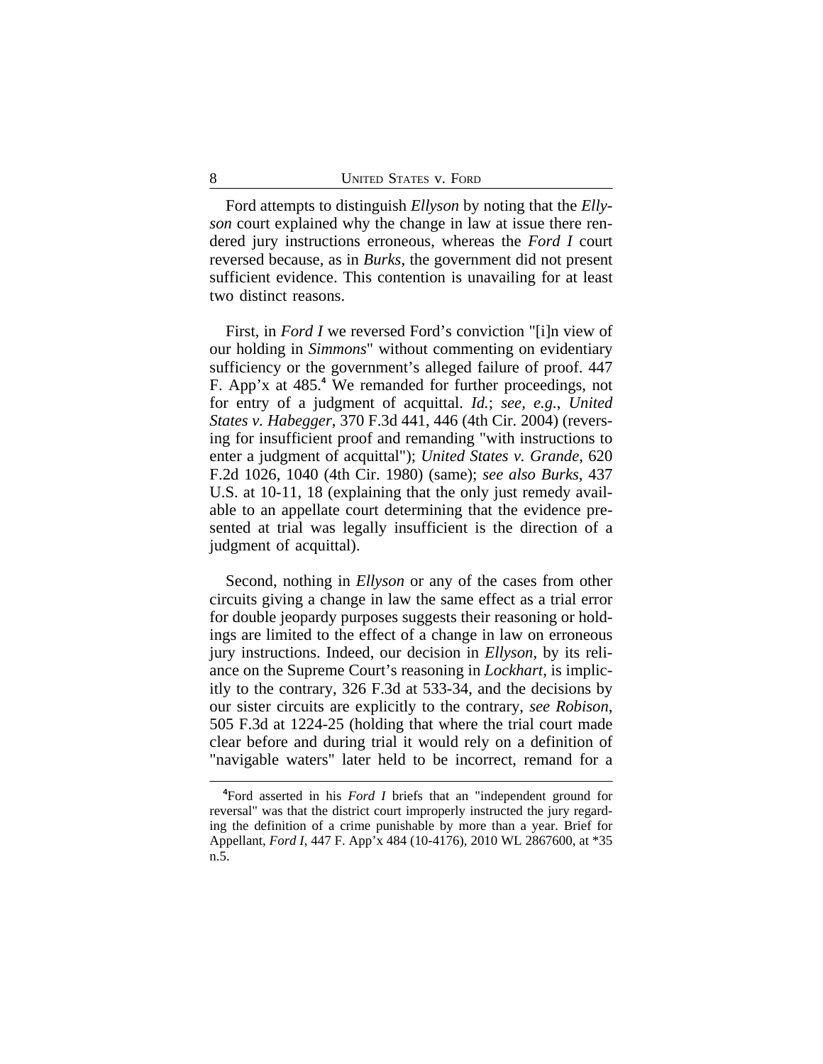Ford attempts to distinguish *Ellyson* by noting that the *Ellyson* court explained why the change in law at issue there rendered jury instructions erroneous, whereas the *Ford I* court reversed because, as in *Burks*, the government did not present sufficient evidence. This contention is unavailing for at least two distinct reasons.

First, in *Ford I* we reversed Ford's conviction "[i]n view of our holding in *Simmons*" without commenting on evidentiary sufficiency or the government's alleged failure of proof. 447 F. App'x at 485.[4] We remanded for further proceedings, not for entry of a judgment of acquittal. *Id.*; *see, e.g.*, *United States v. Habegger*, 370 F.3d 441, 446 (4th Cir. 2004) (reversing for insufficient proof and remanding "with instructions to enter a judgment of acquittal"); *United States v. Grande*, 620 F.2d 1026, 1040 (4th Cir. 1980) (same); *see also Burks*, 437 U.S. at 10-11, 18 (explaining that the only just remedy available to an appellate court determining that the evidence presented at trial was legally insufficient is the direction of a judgment of acquittal).

Second, nothing in *Ellyson* or any of the cases from other circuits giving a change in law the same effect as a trial error for double jeopardy purposes suggests their reasoning or holdings are limited to the effect of a change in law on erroneous jury instructions. Indeed, our decision in *Ellyson*, by its reliance on the Supreme Court's reasoning in *Lockhart*, is implicitly to the contrary, 326 F.3d at 533-34, and the decisions by our sister circuits are explicitly to the contrary, *see Robison*, 505 F.3d at 1224-25 (holding that where the trial court made clear before and during trial it would rely on a definition of "navigable waters" later held to be incorrect, remand for a

[4] Ford asserted in his *Ford I* briefs that an "independent ground for reversal" was that the district court improperly instructed the jury regarding the definition of a crime punishable by more than a year. Brief for Appellant, *Ford I*, 447 F. App'x 484 (10-4176), 2010 WL 2867600, at *35 n.5.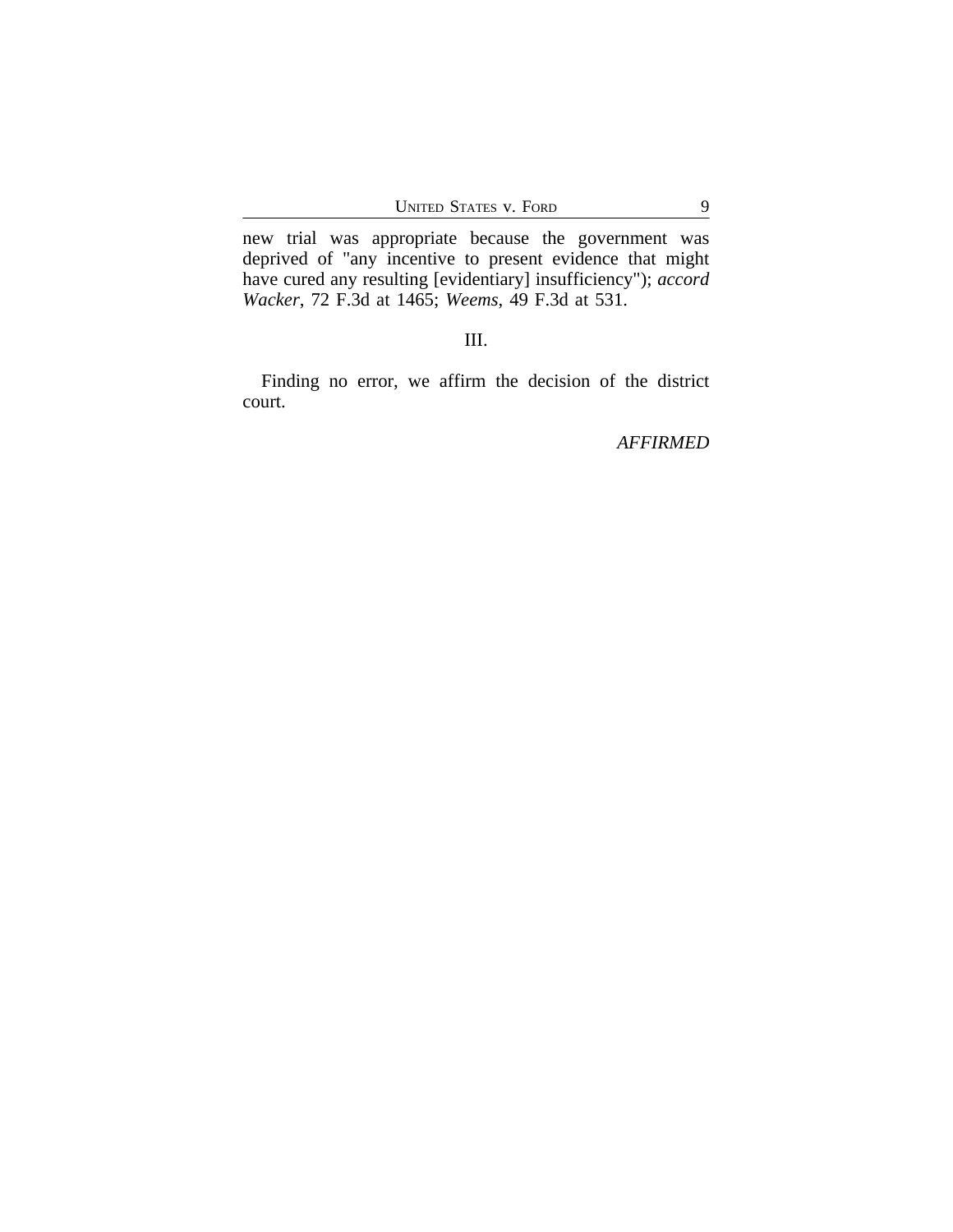new trial was appropriate because the government was deprived of "any incentive to present evidence that might have cured any resulting [evidentiary] insufficiency"); *accord Wacker*, 72 F.3d at 1465; *Weems*, 49 F.3d at 531.

## III.

Finding no error, we affirm the decision of the district court.

*AFFIRMED*